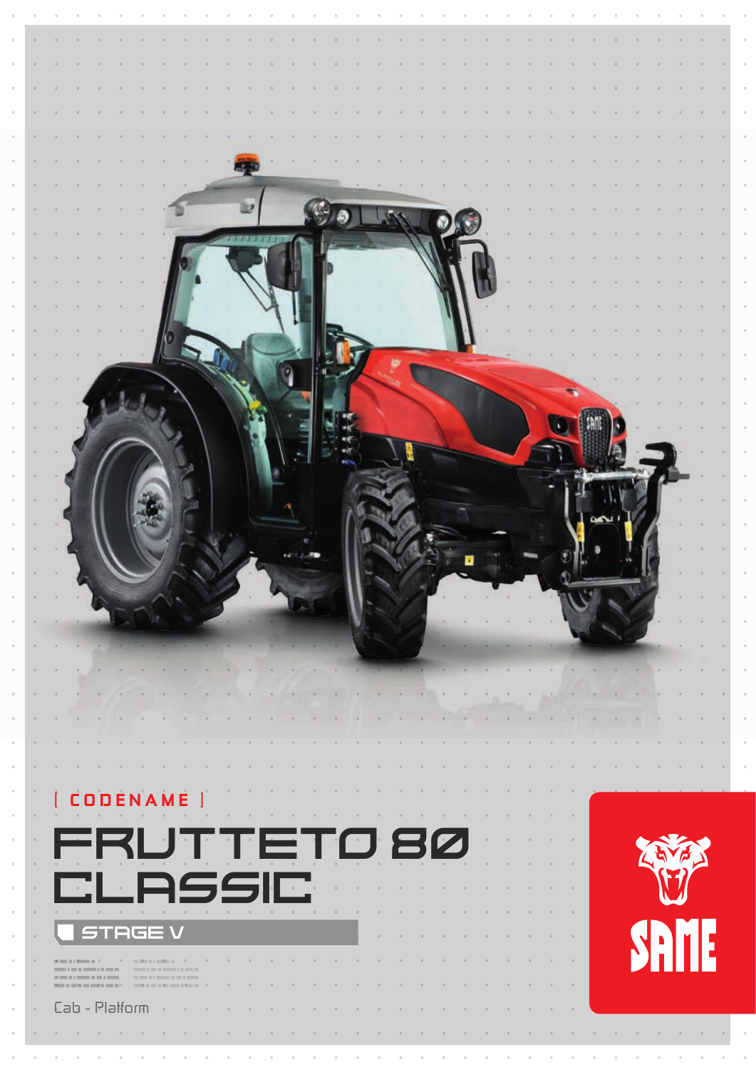[ CODENAME ]

# FRUTTETO 80 CLASSIC

STAGE V

Cab - Platform

SAME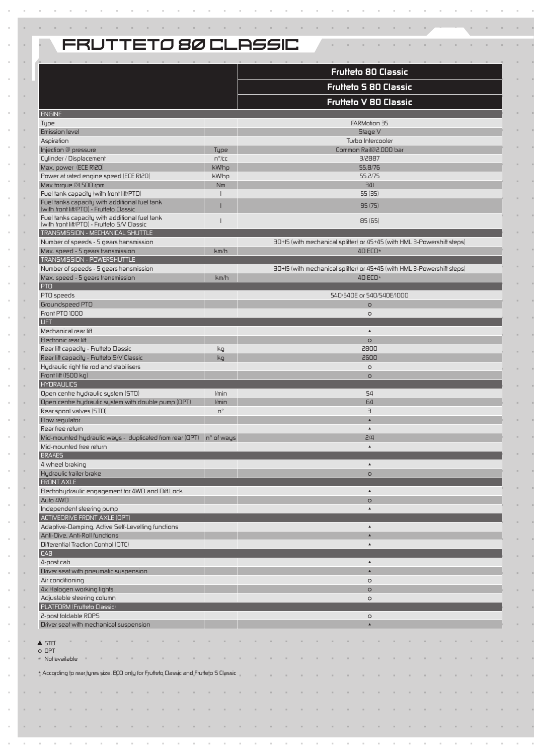# FRUTTETO 80 CLASSIC

| | | Frutteto 80 Classic<br>Frutteto S 80 Classic<br>Frutteto V 80 Classic |
|---|---|---|
| **ENGINE** | | |
| Type | | FARMotion 35 |
| Emission level | | Stage V |
| Aspiration | | Turbo Intercooler |
| Injection @ pressure | Type | Common Rail@2.000 bar |
| Cylinder / Displacement | n°/cc | 3/2887 |
| Max. power (ECE R120) | kW/hp | 55.8/76 |
| Power at rated engine speed (ECE R120) | kW/hp | 55.2/75 |
| Max torque @1.500 rpm | Nm | 341 |
| Fuel tank capacity (with front lift/PTO) | l | 55 (35) |
| Fuel tanks capacity with additional fuel tank (with front lift/PTO) - Frutteto Classic | l | 95 (75) |
| Fuel tanks capacity with additional fuel tank (with front lift/PTO) - Frutteto S/V Classic | l | 85 (65) |
| **TRANSMISSION - MECHANICAL SHUTTLE** | | |
| Number of speeds - 5 gears transmission | | 30+15 (with mechanical splitter) or 45+45 (with HML 3-Powershift steps) |
| Max. speed - 5 gears transmission | km/h | 40 ECO* |
| **TRANSMISSION - POWERSHUTTLE** | | |
| Number of speeds - 5 gears transmission | | 30+15 (with mechanical splitter) or 45+45 (with HML 3-Powershift steps) |
| Max. speed - 5 gears transmission | km/h | 40 ECO* |
| **PTO** | | |
| PTO speeds | | 540/540E or 540/540E/1000 |
| Groundspeed PTO | | ○ |
| Front PTO 1000 | | ○ |
| **LIFT** | | |
| Mechanical rear lift | | ▲ |
| Electronic rear lift | | ○ |
| Rear lift capacity - Frutteto Classic | kg | 2800 |
| Rear lift capacity - Frutteto S/V Classic | kg | 2600 |
| Hydraulic right tie rod and stabilisers | | ○ |
| Front lift (1500 kg) | | ○ |
| **HYDRAULICS** | | |
| Open centre hydraulic system (STD) | l/min | 54 |
| Open centre hydraulic system with double pump (OPT) | l/min | 64 |
| Rear spool valves (STD) | n° | 3 |
| Flow regulator | | ▲ |
| Rear free return | | ▲ |
| Mid-mounted hydraulic ways - duplicated from rear (OPT) | n° of ways | 2/4 |
| Mid-mounted free return | | ▲ |
| **BRAKES** | | |
| 4 wheel braking | | ▲ |
| Hydraulic trailer brake | | ○ |
| **FRONT AXLE** | | |
| Electrohydraulic engagement for 4WD and Diff.Lock | | ▲ |
| Auto 4WD | | ○ |
| Independent steering pump | | ▲ |
| **ACTIVEDRIVE FRONT AXLE (OPT)** | | |
| Adaptive-Damping, Active Self-Levelling functions | | ▲ |
| Anti-Dive, Anti-Roll functions | | ▲ |
| Differential Traction Control (DTC) | | ▲ |
| **CAB** | | |
| 4-post cab | | ▲ |
| Driver seat with pneumatic suspension | | ▲ |
| Air conditioning | | ○ |
| 4x Halogen working lights | | ○ |
| Adjustable steering column | | ○ |
| **PLATFORM (Frutteto Classic)** | | |
| 2-post foldable ROPS | | ○ |
| Driver seat with mechanical suspension | | ▲ |

▲ STD
○ OPT
- Not available

* According to rear tyres size. ECO only for Frutteto Classic and Frutteto S Classic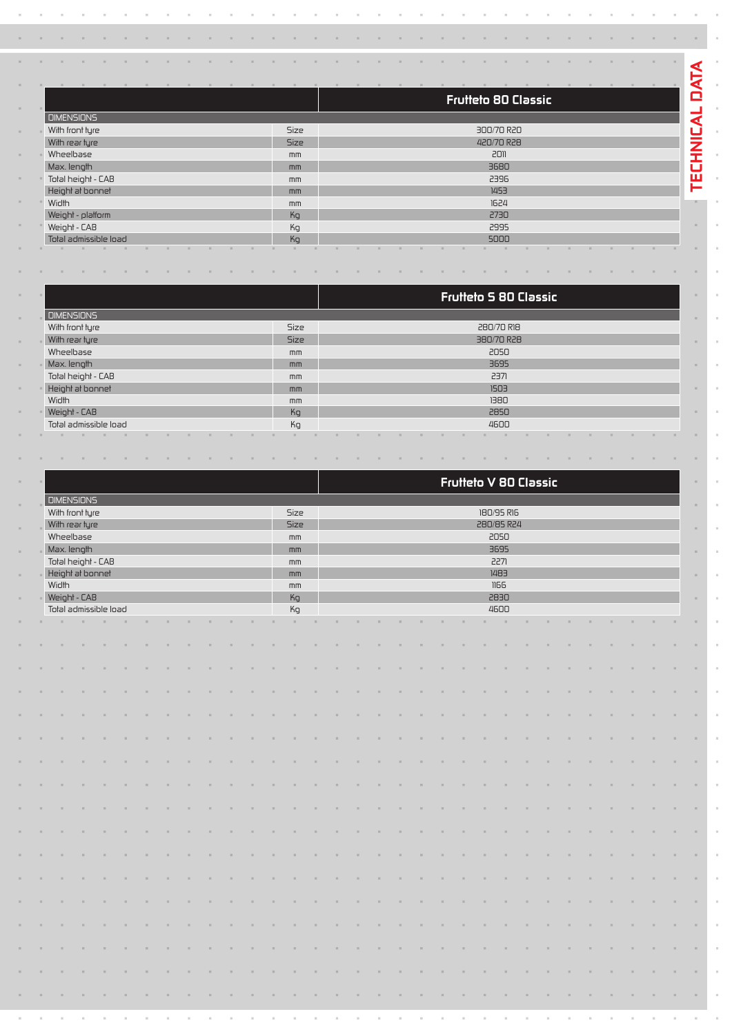# TECHNICAL DATA

| | | Frutteto 80 Classic |
|---|---|---|
| DIMENSIONS | | |
| With front tyre | Size | 300/70 R20 |
| With rear tyre | Size | 420/70 R28 |
| Wheelbase | mm | 2011 |
| Max. length | mm | 3680 |
| Total height - CAB | mm | 2396 |
| Height at bonnet | mm | 1453 |
| Width | mm | 1624 |
| Weight - platform | Kg | 2730 |
| Weight - CAB | Kg | 2995 |
| Total admissible load | Kg | 5000 |

| | | Frutteto S 80 Classic |
|---|---|---|
| DIMENSIONS | | |
| With front tyre | Size | 280/70 R18 |
| With rear tyre | Size | 380/70 R28 |
| Wheelbase | mm | 2050 |
| Max. length | mm | 3695 |
| Total height - CAB | mm | 2371 |
| Height at bonnet | mm | 1503 |
| Width | mm | 1380 |
| Weight - CAB | Kg | 2850 |
| Total admissible load | Kg | 4600 |

| | | Frutteto V 80 Classic |
|---|---|---|
| DIMENSIONS | | |
| With front tyre | Size | 180/95 R16 |
| With rear tyre | Size | 280/85 R24 |
| Wheelbase | mm | 2050 |
| Max. length | mm | 3695 |
| Total height - CAB | mm | 2271 |
| Height at bonnet | mm | 1483 |
| Width | mm | 1166 |
| Weight - CAB | Kg | 2830 |
| Total admissible load | Kg | 4600 |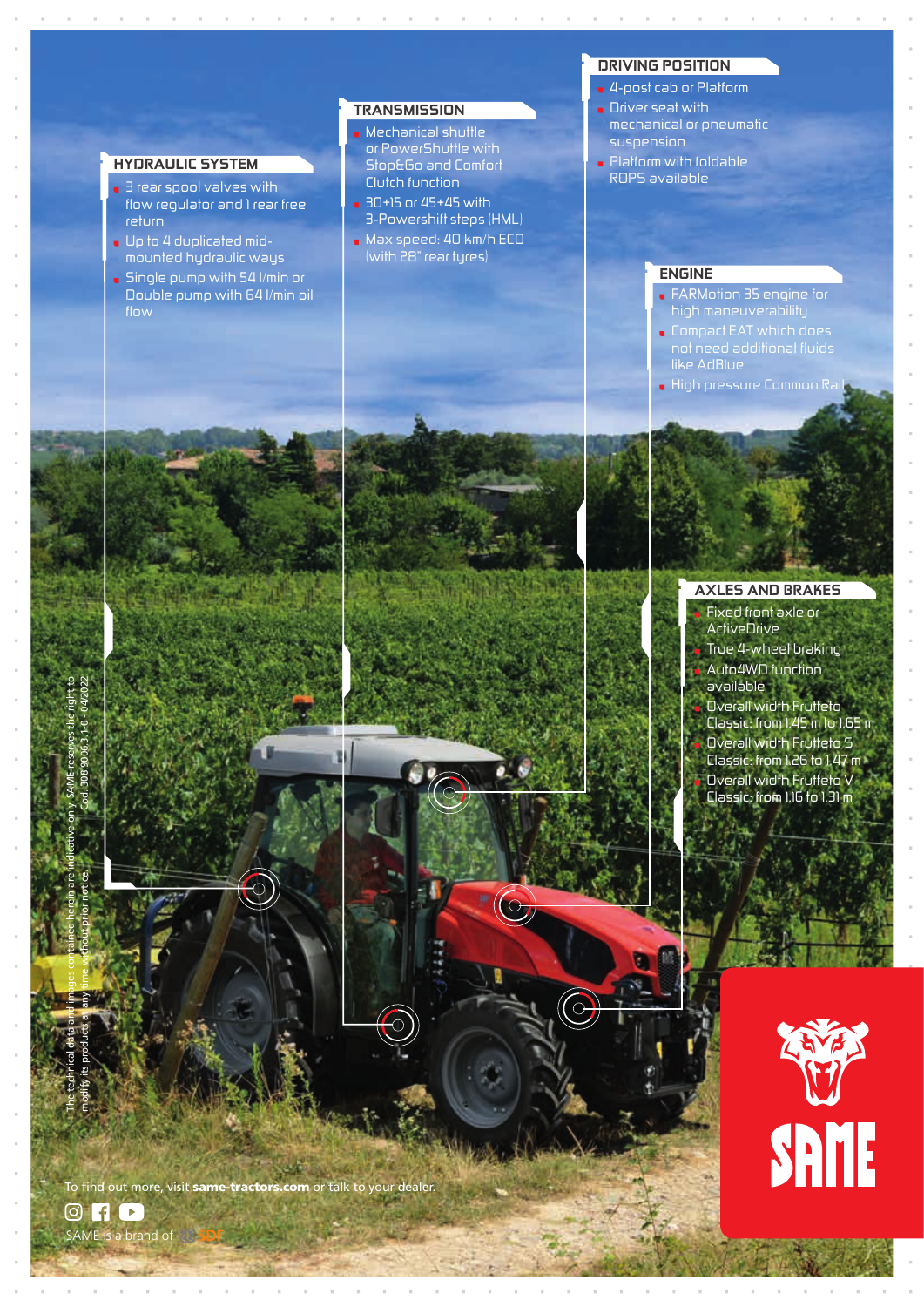## HYDRAULIC SYSTEM

- 3 rear spool valves with flow regulator and 1 rear free return
- Up to 4 duplicated mid-mounted hydraulic ways
- Single pump with 54 l/min or Double pump with 64 l/min oil flow

## TRANSMISSION

- Mechanical shuttle or PowerShuttle with Stop&Go and Comfort Clutch function
- 30+15 or 45+45 with 3-Powershift steps (HML)
- Max speed: 40 km/h ECO (with 28" rear tyres)

## DRIVING POSITION

- 4-post cab or Platform
- Driver seat with mechanical or pneumatic suspension
- Platform with foldable ROPS available

## ENGINE

- FARMotion 35 engine for high maneuverability
- Compact EAT which does not need additional fluids like AdBlue
- High pressure Common Rail

## AXLES AND BRAKES

- Fixed front axle or ActiveDrive
- True 4-wheel braking
- Auto4WD function available
- Overall width Frutteto Classic: from 1.45 m to 1.65 m
- Overall width Frutteto S Classic: from 1.26 to 1.47 m
- Overall width Frutteto V Classic: from 1.16 to 1.31 m

The technical data and images contained herein are indicative only. SAME reserves the right to modify its products at any time without prior notice. Cod. 308.9006.3.1-0 - 04/2022

To find out more, visit **same-tractors.com** or talk to your dealer.

SAME is a brand of SDF

SAME